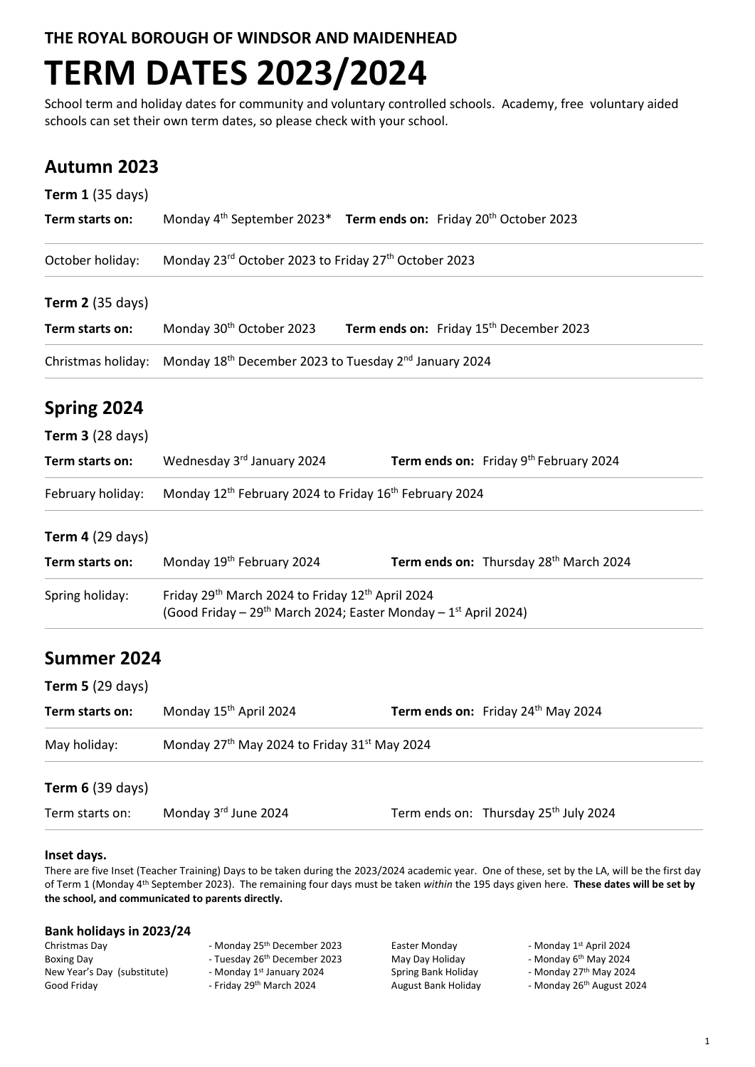**THE ROYAL BOROUGH OF WINDSOR AND MAIDENHEAD**

# TERM DATES 2023/2024

School term and holiday dates for community and voluntary controlled schools. Academy, free voluntary aided schools can set their own term dates, so please check with your school.

## Autumn 2023

**Term 1** (35 days)

**Term starts on:** Monday 4th September 2023* **Term ends on:** Friday 20th October 2023

October holiday: Monday 23rd October 2023 to Friday 27th October 2023

**Term 2** (35 days)

**Term starts on:** Monday 30th October 2023 **Term ends on:** Friday 15th December 2023

Christmas holiday: Monday 18th December 2023 to Tuesday 2nd January 2024

## Spring 2024

**Term 3** (28 days)

**Term starts on:** Wednesday 3rd January 2024 **Term ends on:** Friday 9th February 2024

February holiday: Monday 12th February 2024 to Friday 16th February 2024

**Term 4** (29 days)

**Term starts on:** Monday 19th February 2024 **Term ends on:** Thursday 28th March 2024

Spring holiday: Friday 29th March 2024 to Friday 12th April 2024
(Good Friday – 29th March 2024; Easter Monday – 1st April 2024)

## Summer 2024

**Term 5** (29 days)

**Term starts on:** Monday 15th April 2024 **Term ends on:** Friday 24th May 2024

May holiday: Monday 27th May 2024 to Friday 31st May 2024

**Term 6** (39 days)

Term starts on: Monday 3rd June 2024 Term ends on: Thursday 25th July 2024

#### Inset days.

There are five Inset (Teacher Training) Days to be taken during the 2023/2024 academic year. One of these, set by the LA, will be the first day of Term 1 (Monday 4th September 2023). The remaining four days must be taken *within* the 195 days given here. **These dates will be set by the school, and communicated to parents directly.**

#### Bank holidays in 2023/24

| | | | |
|---|---|---|---|
| Christmas Day | - Monday 25th December 2023 | Easter Monday | - Monday 1st April 2024 |
| Boxing Day | - Tuesday 26th December 2023 | May Day Holiday | - Monday 6th May 2024 |
| New Year's Day (substitute) | - Monday 1st January 2024 | Spring Bank Holiday | - Monday 27th May 2024 |
| Good Friday | - Friday 29th March 2024 | August Bank Holiday | - Monday 26th August 2024 |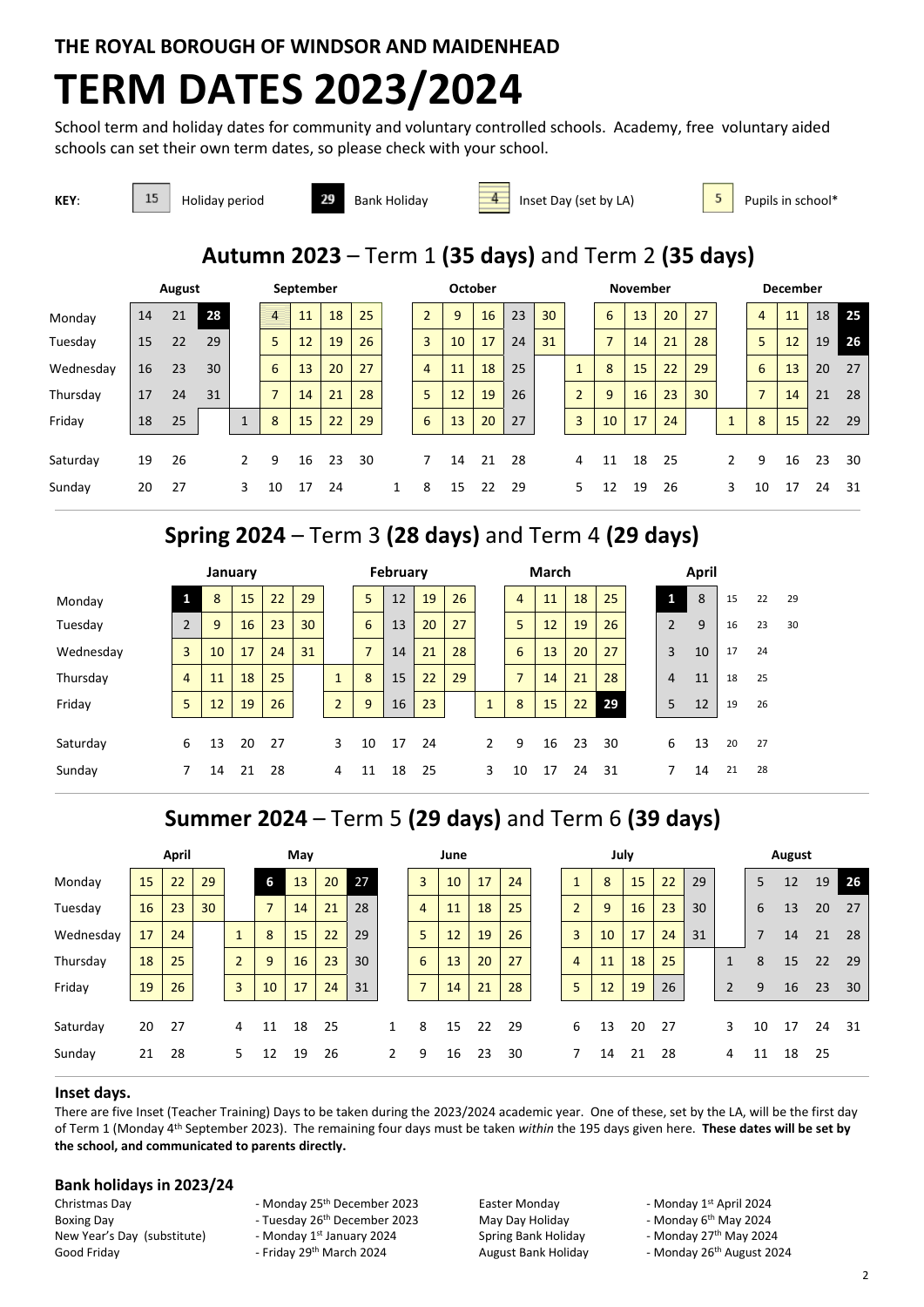**THE ROYAL BOROUGH OF WINDSOR AND MAIDENHEAD**

# TERM DATES 2023/2024

School term and holiday dates for community and voluntary controlled schools. Academy, free voluntary aided schools can set their own term dates, so please check with your school.

**KEY:** 15 Holiday period | 29 Bank Holiday | 4 Inset Day (set by LA) | 5 Pupils in school*

## Autumn 2023 – Term 1 **(35 days)** and Term 2 **(35 days)**

| | August | | | | September | | | | | | October | | | | | | November | | | | | | December | | | | |
|---|---|---|---|---|---|---|---|---|---|---|---|---|---|---|---|---|---|---|---|---|---|---|---|---|---|---|---|
| Monday | 14 | 21 | 28 | | 4 | 11 | 18 | 25 | | | 2 | 9 | 16 | 23 | 30 | | | 6 | 13 | 20 | 27 | | | 4 | 11 | 18 | 25 |
| Tuesday | 15 | 22 | 29 | | 5 | 12 | 19 | 26 | | | 3 | 10 | 17 | 24 | 31 | | | 7 | 14 | 21 | 28 | | | 5 | 12 | 19 | 26 |
| Wednesday | 16 | 23 | 30 | | 6 | 13 | 20 | 27 | | | 4 | 11 | 18 | 25 | | | 1 | 8 | 15 | 22 | 29 | | | 6 | 13 | 20 | 27 |
| Thursday | 17 | 24 | 31 | | 7 | 14 | 21 | 28 | | | 5 | 12 | 19 | 26 | | | 2 | 9 | 16 | 23 | 30 | | | 7 | 14 | 21 | 28 |
| Friday | 18 | 25 | | 1 | 8 | 15 | 22 | 29 | | | 6 | 13 | 20 | 27 | | | 3 | 10 | 17 | 24 | | | 1 | 8 | 15 | 22 | 29 |
| Saturday | 19 | 26 | | 2 | 9 | 16 | 23 | 30 | | | 7 | 14 | 21 | 28 | | | 4 | 11 | 18 | 25 | | | 2 | 9 | 16 | 23 | 30 |
| Sunday | 20 | 27 | | 3 | 10 | 17 | 24 | | | 1 | 8 | 15 | 22 | 29 | | | 5 | 12 | 19 | 26 | | | 3 | 10 | 17 | 24 | 31 |

## Spring 2024 – Term 3 **(28 days)** and Term 4 **(29 days)**

| | January | | | | | | February | | | | | | March | | | | | | April | | | | |
|---|---|---|---|---|---|---|---|---|---|---|---|---|---|---|---|---|---|---|---|---|---|---|---|
| Monday | 1 | 8 | 15 | 22 | 29 | | | 5 | 12 | 19 | 26 | | | 4 | 11 | 18 | 25 | | 1 | 8 | 15 | 22 | 29 |
| Tuesday | 2 | 9 | 16 | 23 | 30 | | | 6 | 13 | 20 | 27 | | | 5 | 12 | 19 | 26 | | 2 | 9 | 16 | 23 | 30 |
| Wednesday | 3 | 10 | 17 | 24 | 31 | | | 7 | 14 | 21 | 28 | | | 6 | 13 | 20 | 27 | | 3 | 10 | 17 | 24 | |
| Thursday | 4 | 11 | 18 | 25 | | | 1 | 8 | 15 | 22 | 29 | | | 7 | 14 | 21 | 28 | | 4 | 11 | 18 | 25 | |
| Friday | 5 | 12 | 19 | 26 | | | 2 | 9 | 16 | 23 | | | 1 | 8 | 15 | 22 | 29 | | 5 | 12 | 19 | 26 | |
| Saturday | 6 | 13 | 20 | 27 | | | 3 | 10 | 17 | 24 | | | 2 | 9 | 16 | 23 | 30 | | 6 | 13 | 20 | 27 | |
| Sunday | 7 | 14 | 21 | 28 | | | 4 | 11 | 18 | 25 | | | 3 | 10 | 17 | 24 | 31 | | 7 | 14 | 21 | 28 | |

## Summer 2024 – Term 5 **(29 days)** and Term 6 **(39 days)**

| | April | | | | May | | | | | | June | | | | | | July | | | | | | August | | | |
|---|---|---|---|---|---|---|---|---|---|---|---|---|---|---|---|---|---|---|---|---|---|---|---|---|---|---|
| Monday | 15 | 22 | 29 | | | 6 | 13 | 20 | 27 | | | 3 | 10 | 17 | 24 | | 1 | 8 | 15 | 22 | 29 | | | 5 | 12 | 19 | 26 |
| Tuesday | 16 | 23 | 30 | | | 7 | 14 | 21 | 28 | | | 4 | 11 | 18 | 25 | | 2 | 9 | 16 | 23 | 30 | | | 6 | 13 | 20 | 27 |
| Wednesday | 17 | 24 | | | 1 | 8 | 15 | 22 | 29 | | | 5 | 12 | 19 | 26 | | 3 | 10 | 17 | 24 | 31 | | | 7 | 14 | 21 | 28 |
| Thursday | 18 | 25 | | | 2 | 9 | 16 | 23 | 30 | | | 6 | 13 | 20 | 27 | | 4 | 11 | 18 | 25 | | | 1 | 8 | 15 | 22 | 29 |
| Friday | 19 | 26 | | | 3 | 10 | 17 | 24 | 31 | | | 7 | 14 | 21 | 28 | | 5 | 12 | 19 | 26 | | | 2 | 9 | 16 | 23 | 30 |
| Saturday | 20 | 27 | | | 4 | 11 | 18 | 25 | | | 1 | 8 | 15 | 22 | 29 | | 6 | 13 | 20 | 27 | | | 3 | 10 | 17 | 24 | 31 |
| Sunday | 21 | 28 | | | 5 | 12 | 19 | 26 | | | 2 | 9 | 16 | 23 | 30 | | 7 | 14 | 21 | 28 | | | 4 | 11 | 18 | 25 | |

### Inset days.

There are five Inset (Teacher Training) Days to be taken during the 2023/2024 academic year. One of these, set by the LA, will be the first day of Term 1 (Monday 4th September 2023). The remaining four days must be taken *within* the 195 days given here. **These dates will be set by the school, and communicated to parents directly.**

### Bank holidays in 2023/24

| | | | |
|---|---|---|---|
| Christmas Day | - Monday 25th December 2023 | Easter Monday | - Monday 1st April 2024 |
| Boxing Day | - Tuesday 26th December 2023 | May Day Holiday | - Monday 6th May 2024 |
| New Year's Day (substitute) | - Monday 1st January 2024 | Spring Bank Holiday | - Monday 27th May 2024 |
| Good Friday | - Friday 29th March 2024 | August Bank Holiday | - Monday 26th August 2024 |